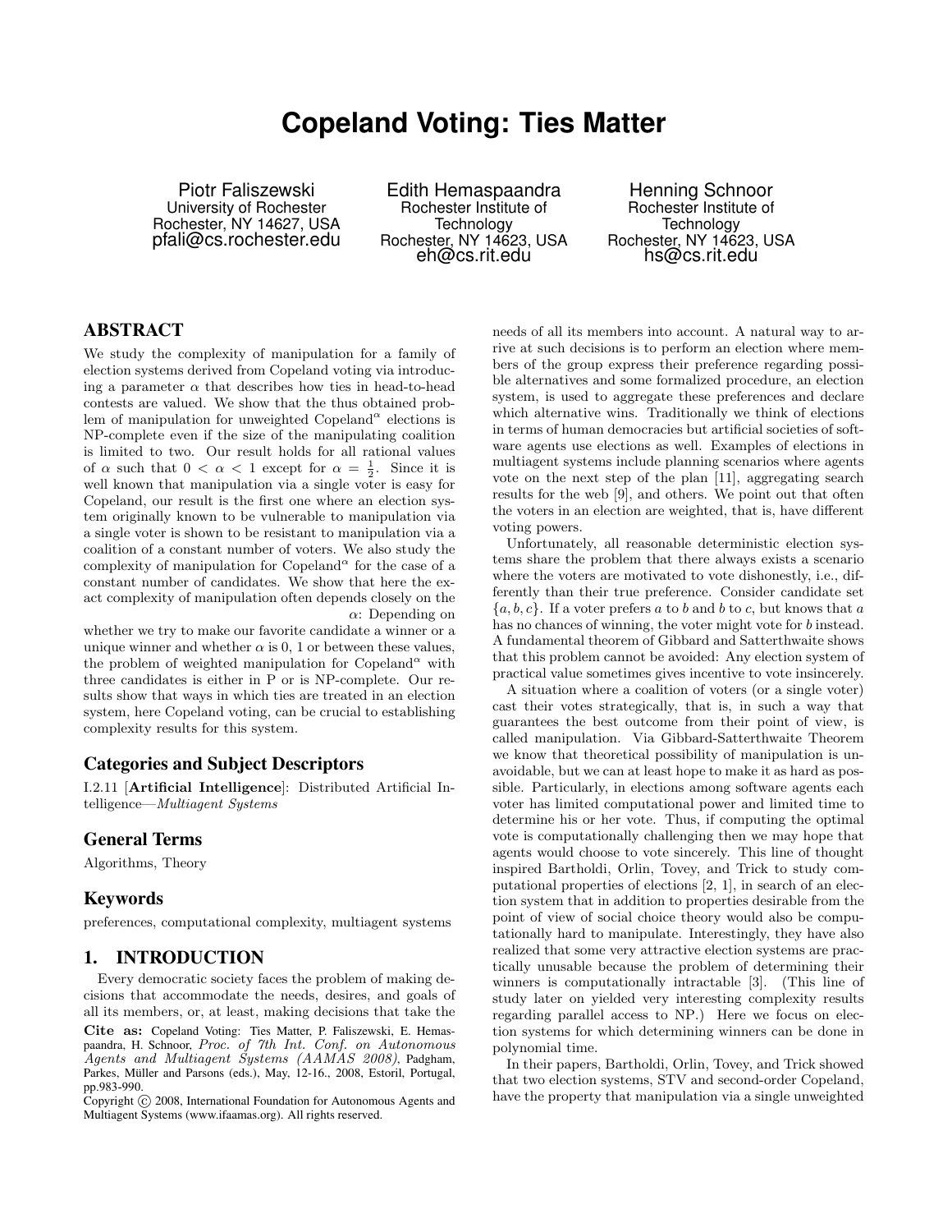# Copeland Voting: Ties Matter

Piotr Faliszewski
University of Rochester
Rochester, NY 14627, USA
pfali@cs.rochester.edu

Edith Hemaspaandra
Rochester Institute of Technology
Rochester, NY 14623, USA
eh@cs.rit.edu

Henning Schnoor
Rochester Institute of Technology
Rochester, NY 14623, USA
hs@cs.rit.edu

## ABSTRACT

We study the complexity of manipulation for a family of election systems derived from Copeland voting via introducing a parameter $\alpha$ that describes how ties in head-to-head contests are valued. We show that the thus obtained problem of manipulation for unweighted Copeland$^\alpha$ elections is NP-complete even if the size of the manipulating coalition is limited to two. Our result holds for all rational values of $\alpha$ such that $0 < \alpha < 1$ except for $\alpha = \frac{1}{2}$. Since it is well known that manipulation via a single voter is easy for Copeland, our result is the first one where an election system originally known to be vulnerable to manipulation via a single voter is shown to be resistant to manipulation via a coalition of a constant number of voters. We also study the complexity of manipulation for Copeland$^\alpha$ for the case of a constant number of candidates. We show that here the exact complexity of manipulation often depends closely on the $\alpha$: Depending on whether we try to make our favorite candidate a winner or a unique winner and whether $\alpha$ is 0, 1 or between these values, the problem of weighted manipulation for Copeland$^\alpha$ with three candidates is either in P or is NP-complete. Our results show that ways in which ties are treated in an election system, here Copeland voting, can be crucial to establishing complexity results for this system.

## Categories and Subject Descriptors

I.2.11 [**Artificial Intelligence**]: Distributed Artificial Intelligence—*Multiagent Systems*

## General Terms

Algorithms, Theory

## Keywords

preferences, computational complexity, multiagent systems

## 1. INTRODUCTION

Every democratic society faces the problem of making decisions that accommodate the needs, desires, and goals of all its members, or, at least, making decisions that take the needs of all its members into account. A natural way to arrive at such decisions is to perform an election where members of the group express their preference regarding possible alternatives and some formalized procedure, an election system, is used to aggregate these preferences and declare which alternative wins. Traditionally we think of elections in terms of human democracies but artificial societies of software agents use elections as well. Examples of elections in multiagent systems include planning scenarios where agents vote on the next step of the plan [11], aggregating search results for the web [9], and others. We point out that often the voters in an election are weighted, that is, have different voting powers.

Unfortunately, all reasonable deterministic election systems share the problem that there always exists a scenario where the voters are motivated to vote dishonestly, i.e., differently than their true preference. Consider candidate set $\{a, b, c\}$. If a voter prefers $a$ to $b$ and $b$ to $c$, but knows that $a$ has no chances of winning, the voter might vote for $b$ instead. A fundamental theorem of Gibbard and Satterthwaite shows that this problem cannot be avoided: Any election system of practical value sometimes gives incentive to vote insincerely.

A situation where a coalition of voters (or a single voter) cast their votes strategically, that is, in such a way that guarantees the best outcome from their point of view, is called manipulation. Via Gibbard-Satterthwaite Theorem we know that theoretical possibility of manipulation is unavoidable, but we can at least hope to make it as hard as possible. Particularly, in elections among software agents each voter has limited computational power and limited time to determine his or her vote. Thus, if computing the optimal vote is computationally challenging then we may hope that agents would choose to vote sincerely. This line of thought inspired Bartholdi, Orlin, Tovey, and Trick to study computational properties of elections [2, 1], in search of an election system that in addition to properties desirable from the point of view of social choice theory would also be computationally hard to manipulate. Interestingly, they have also realized that some very attractive election systems are practically unusable because the problem of determining their winners is computationally intractable [3]. (This line of study later on yielded very interesting complexity results regarding parallel access to NP.) Here we focus on election systems for which determining winners can be done in polynomial time.

In their papers, Bartholdi, Orlin, Tovey, and Trick showed that two election systems, STV and second-order Copeland, have the property that manipulation via a single unweighted

**Cite as:** Copeland Voting: Ties Matter, P. Faliszewski, E. Hemaspaandra, H. Schnoor, *Proc. of 7th Int. Conf. on Autonomous Agents and Multiagent Systems (AAMAS 2008)*, Padgham, Parkes, Müller and Parsons (eds.), May, 12-16., 2008, Estoril, Portugal, pp.983-990.
Copyright © 2008, International Foundation for Autonomous Agents and Multiagent Systems (www.ifaamas.org). All rights reserved.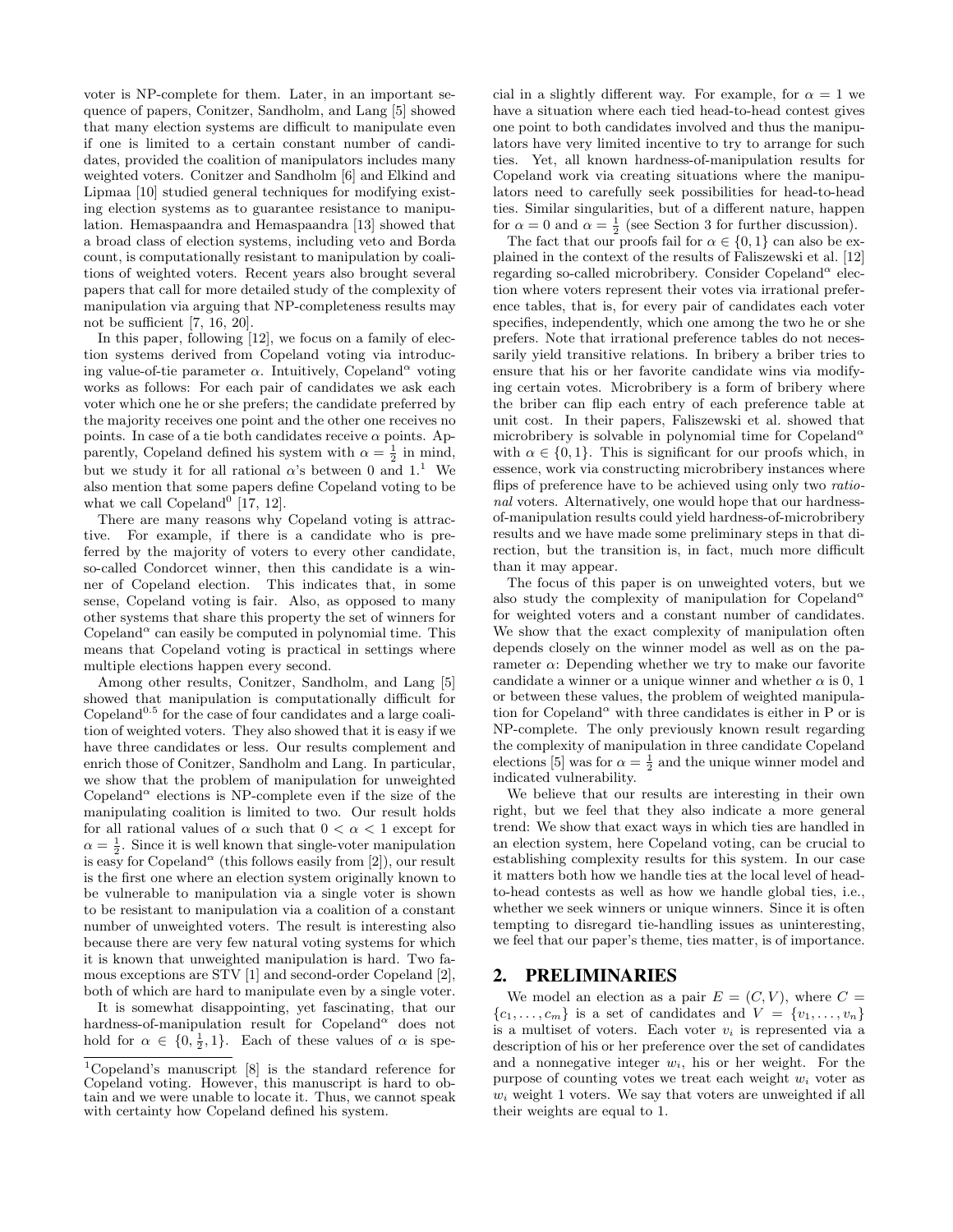voter is NP-complete for them. Later, in an important sequence of papers, Conitzer, Sandholm, and Lang [5] showed that many election systems are difficult to manipulate even if one is limited to a certain constant number of candidates, provided the coalition of manipulators includes many weighted voters. Conitzer and Sandholm [6] and Elkind and Lipmaa [10] studied general techniques for modifying existing election systems as to guarantee resistance to manipulation. Hemaspaandra and Hemaspaandra [13] showed that a broad class of election systems, including veto and Borda count, is computationally resistant to manipulation by coalitions of weighted voters. Recent years also brought several papers that call for more detailed study of the complexity of manipulation via arguing that NP-completeness results may not be sufficient [7, 16, 20].

In this paper, following [12], we focus on a family of election systems derived from Copeland voting via introducing value-of-tie parameter $\alpha$. Intuitively, Copeland$^\alpha$ voting works as follows: For each pair of candidates we ask each voter which one he or she prefers; the candidate preferred by the majority receives one point and the other one receives no points. In case of a tie both candidates receive $\alpha$ points. Apparently, Copeland defined his system with $\alpha = \frac{1}{2}$ in mind, but we study it for all rational $\alpha$'s between 0 and 1.[1] We also mention that some papers define Copeland voting to be what we call Copeland$^0$ [17, 12].

There are many reasons why Copeland voting is attractive. For example, if there is a candidate who is preferred by the majority of voters to every other candidate, so-called Condorcet winner, then this candidate is a winner of Copeland election. This indicates that, in some sense, Copeland voting is fair. Also, as opposed to many other systems that share this property the set of winners for Copeland$^\alpha$ can easily be computed in polynomial time. This means that Copeland voting is practical in settings where multiple elections happen every second.

Among other results, Conitzer, Sandholm, and Lang [5] showed that manipulation is computationally difficult for Copeland$^{0.5}$ for the case of four candidates and a large coalition of weighted voters. They also showed that it is easy if we have three candidates or less. Our results complement and enrich those of Conitzer, Sandholm and Lang. In particular, we show that the problem of manipulation for unweighted Copeland$^\alpha$ elections is NP-complete even if the size of the manipulating coalition is limited to two. Our result holds for all rational values of $\alpha$ such that $0 < \alpha < 1$ except for $\alpha = \frac{1}{2}$. Since it is well known that single-voter manipulation is easy for Copeland$^\alpha$ (this follows easily from [2]), our result is the first one where an election system originally known to be vulnerable to manipulation via a single voter is shown to be resistant to manipulation via a coalition of a constant number of unweighted voters. The result is interesting also because there are very few natural voting systems for which it is known that unweighted manipulation is hard. Two famous exceptions are STV [1] and second-order Copeland [2], both of which are hard to manipulate even by a single voter.

It is somewhat disappointing, yet fascinating, that our hardness-of-manipulation result for Copeland$^\alpha$ does not hold for $\alpha \in \{0, \frac{1}{2}, 1\}$. Each of these values of $\alpha$ is special in a slightly different way. For example, for $\alpha = 1$ we have a situation where each tied head-to-head contest gives one point to both candidates involved and thus the manipulators have very limited incentive to try to arrange for such ties. Yet, all known hardness-of-manipulation results for Copeland work via creating situations where the manipulators need to carefully seek possibilities for head-to-head ties. Similar singularities, but of a different nature, happen for $\alpha = 0$ and $\alpha = \frac{1}{2}$ (see Section 3 for further discussion).

The fact that our proofs fail for $\alpha \in \{0, 1\}$ can also be explained in the context of the results of Faliszewski et al. [12] regarding so-called microbribery. Consider Copeland$^\alpha$ election where voters represent their votes via irrational preference tables, that is, for every pair of candidates each voter specifies, independently, which one among the two he or she prefers. Note that irrational preference tables do not necessarily yield transitive relations. In bribery a briber tries to ensure that his or her favorite candidate wins via modifying certain votes. Microbribery is a form of bribery where the briber can flip each entry of each preference table at unit cost. In their papers, Faliszewski et al. showed that microbribery is solvable in polynomial time for Copeland$^\alpha$ with $\alpha \in \{0, 1\}$. This is significant for our proofs which, in essence, work via constructing microbribery instances where flips of preference have to be achieved using only two *rational* voters. Alternatively, one would hope that our hardness-of-manipulation results could yield hardness-of-microbribery results and we have made some preliminary steps in that direction, but the transition is, in fact, much more difficult than it may appear.

The focus of this paper is on unweighted voters, but we also study the complexity of manipulation for Copeland$^\alpha$ for weighted voters and a constant number of candidates. We show that the exact complexity of manipulation often depends closely on the winner model as well as on the parameter $\alpha$: Depending whether we try to make our favorite candidate a winner or a unique winner and whether $\alpha$ is 0, 1 or between these values, the problem of weighted manipulation for Copeland$^\alpha$ with three candidates is either in P or is NP-complete. The only previously known result regarding the complexity of manipulation in three candidate Copeland elections [5] was for $\alpha = \frac{1}{2}$ and the unique winner model and indicated vulnerability.

We believe that our results are interesting in their own right, but we feel that they also indicate a more general trend: We show that exact ways in which ties are handled in an election system, here Copeland voting, can be crucial to establishing complexity results for this system. In our case it matters both how we handle ties at the local level of head-to-head contests as well as how we handle global ties, i.e., whether we seek winners or unique winners. Since it is often tempting to disregard tie-handling issues as uninteresting, we feel that our paper's theme, ties matter, is of importance.

## 2. PRELIMINARIES

We model an election as a pair $E = (C, V)$, where $C = \{c_1, \ldots, c_m\}$ is a set of candidates and $V = \{v_1, \ldots, v_n\}$ is a multiset of voters. Each voter $v_i$ is represented via a description of his or her preference over the set of candidates and a nonnegative integer $w_i$, his or her weight. For the purpose of counting votes we treat each weight $w_i$ voter as $w_i$ weight 1 voters. We say that voters are unweighted if all their weights are equal to 1.

[1]Copeland's manuscript [8] is the standard reference for Copeland voting. However, this manuscript is hard to obtain and we were unable to locate it. Thus, we cannot speak with certainty how Copeland defined his system.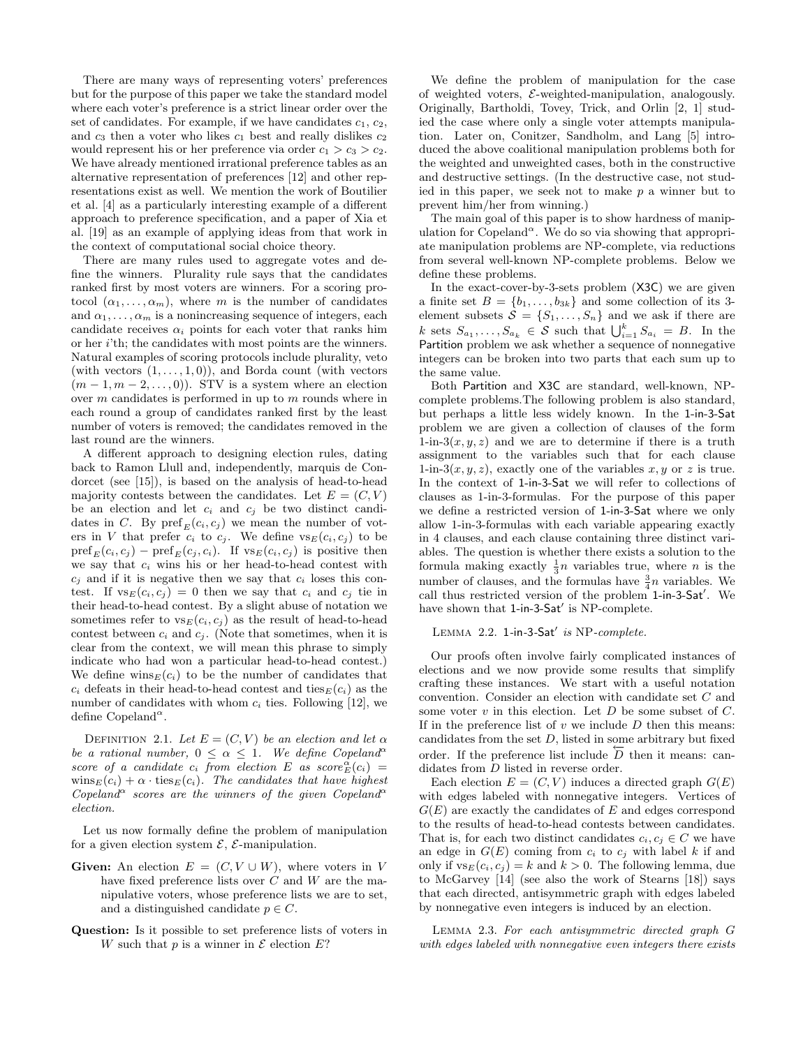There are many ways of representing voters' preferences but for the purpose of this paper we take the standard model where each voter's preference is a strict linear order over the set of candidates. For example, if we have candidates $c_1$, $c_2$, and $c_3$ then a voter who likes $c_1$ best and really dislikes $c_2$ would represent his or her preference via order $c_1 > c_3 > c_2$. We have already mentioned irrational preference tables as an alternative representation of preferences [12] and other representations exist as well. We mention the work of Boutilier et al. [4] as a particularly interesting example of a different approach to preference specification, and a paper of Xia et al. [19] as an example of applying ideas from that work in the context of computational social choice theory.

There are many rules used to aggregate votes and define the winners. Plurality rule says that the candidates ranked first by most voters are winners. For a scoring protocol $(\alpha_1, \ldots, \alpha_m)$, where $m$ is the number of candidates and $\alpha_1, \ldots, \alpha_m$ is a nonincreasing sequence of integers, each candidate receives $\alpha_i$ points for each voter that ranks him or her $i$'th; the candidates with most points are the winners. Natural examples of scoring protocols include plurality, veto (with vectors $(1, \ldots, 1, 0)$), and Borda count (with vectors $(m-1, m-2, \ldots, 0)$). STV is a system where an election over $m$ candidates is performed in up to $m$ rounds where in each round a group of candidates ranked first by the least number of voters is removed; the candidates removed in the last round are the winners.

A different approach to designing election rules, dating back to Ramon Llull and, independently, marquis de Condorcet (see [15]), is based on the analysis of head-to-head majority contests between the candidates. Let $E = (C, V)$ be an election and let $c_i$ and $c_j$ be two distinct candidates in $C$. By $\mathrm{pref}_E(c_i, c_j)$ we mean the number of voters in $V$ that prefer $c_i$ to $c_j$. We define $\mathrm{vs}_E(c_i, c_j)$ to be $\mathrm{pref}_E(c_i, c_j) - \mathrm{pref}_E(c_j, c_i)$. If $\mathrm{vs}_E(c_i, c_j)$ is positive then we say that $c_i$ wins his or her head-to-head contest with $c_j$ and if it is negative then we say that $c_i$ loses this contest. If $\mathrm{vs}_E(c_i, c_j) = 0$ then we say that $c_i$ and $c_j$ tie in their head-to-head contest. By a slight abuse of notation we sometimes refer to $\mathrm{vs}_E(c_i, c_j)$ as the result of head-to-head contest between $c_i$ and $c_j$. (Note that sometimes, when it is clear from the context, we will mean this phrase to simply indicate who had won a particular head-to-head contest.) We define $\mathrm{wins}_E(c_i)$ to be the number of candidates that $c_i$ defeats in their head-to-head contest and $\mathrm{ties}_E(c_i)$ as the number of candidates with whom $c_i$ ties. Following [12], we define Copeland$^\alpha$.

Definition 2.1. *Let $E = (C, V)$ be an election and let $\alpha$ be a rational number, $0 \leq \alpha \leq 1$. We define Copeland$^\alpha$ score of a candidate $c_i$ from election $E$ as $\mathrm{score}^\alpha_E(c_i) = \mathrm{wins}_E(c_i) + \alpha \cdot \mathrm{ties}_E(c_i)$. The candidates that have highest Copeland$^\alpha$ scores are the winners of the given Copeland$^\alpha$ election.*

Let us now formally define the problem of manipulation for a given election system $\mathcal{E}$, $\mathcal{E}$-manipulation.

**Given:** An election $E = (C, V \cup W)$, where voters in $V$ have fixed preference lists over $C$ and $W$ are the manipulative voters, whose preference lists we are to set, and a distinguished candidate $p \in C$.

**Question:** Is it possible to set preference lists of voters in $W$ such that $p$ is a winner in $\mathcal{E}$ election $E$?

We define the problem of manipulation for the case of weighted voters, $\mathcal{E}$-weighted-manipulation, analogously. Originally, Bartholdi, Tovey, Trick, and Orlin [2, 1] studied the case where only a single voter attempts manipulation. Later on, Conitzer, Sandholm, and Lang [5] introduced the above coalitional manipulation problems both for the weighted and unweighted cases, both in the constructive and destructive settings. (In the destructive case, not studied in this paper, we seek not to make $p$ a winner but to prevent him/her from winning.)

The main goal of this paper is to show hardness of manipulation for Copeland$^\alpha$. We do so via showing that appropriate manipulation problems are NP-complete, via reductions from several well-known NP-complete problems. Below we define these problems.

In the exact-cover-by-3-sets problem (X3C) we are given a finite set $B = \{b_1, \ldots, b_{3k}\}$ and some collection of its 3-element subsets $\mathcal{S} = \{S_1, \ldots, S_n\}$ and we ask if there are $k$ sets $S_{a_1}, \ldots, S_{a_k} \in \mathcal{S}$ such that $\bigcup_{i=1}^{k} S_{a_i} = B$. In the Partition problem we ask whether a sequence of nonnegative integers can be broken into two parts that each sum up to the same value.

Both Partition and X3C are standard, well-known, NP-complete problems.The following problem is also standard, but perhaps a little less widely known. In the 1-in-3-Sat problem we are given a collection of clauses of the form 1-in-3$(x, y, z)$ and we are to determine if there is a truth assignment to the variables such that for each clause 1-in-3$(x, y, z)$, exactly one of the variables $x, y$ or $z$ is true. In the context of 1-in-3-Sat we will refer to collections of clauses as 1-in-3-formulas. For the purpose of this paper we define a restricted version of 1-in-3-Sat where we only allow 1-in-3-formulas with each variable appearing exactly in 4 clauses, and each clause containing three distinct variables. The question is whether there exists a solution to the formula making exactly $\frac{1}{3}n$ variables true, where $n$ is the number of clauses, and the formulas have $\frac{3}{4}n$ variables. We call thus restricted version of the problem 1-in-3-Sat$'$. We have shown that 1-in-3-Sat$'$ is NP-complete.

Lemma 2.2. *1-in-3-Sat$'$ is NP-complete.*

Our proofs often involve fairly complicated instances of elections and we now provide some results that simplify crafting these instances. We start with a useful notation convention. Consider an election with candidate set $C$ and some voter $v$ in this election. Let $D$ be some subset of $C$. If in the preference list of $v$ we include $D$ then this means: candidates from the set $D$, listed in some arbitrary but fixed order. If the preference list include $\overleftarrow{D}$ then it means: candidates from $D$ listed in reverse order.

Each election $E = (C, V)$ induces a directed graph $G(E)$ with edges labeled with nonnegative integers. Vertices of $G(E)$ are exactly the candidates of $E$ and edges correspond to the results of head-to-head contests between candidates. That is, for each two distinct candidates $c_i, c_j \in C$ we have an edge in $G(E)$ coming from $c_i$ to $c_j$ with label $k$ if and only if $\mathrm{vs}_E(c_i, c_j) = k$ and $k > 0$. The following lemma, due to McGarvey [14] (see also the work of Stearns [18]) says that each directed, antisymmetric graph with edges labeled by nonnegative even integers is induced by an election.

Lemma 2.3. *For each antisymmetric directed graph $G$ with edges labeled with nonnegative even integers there exists*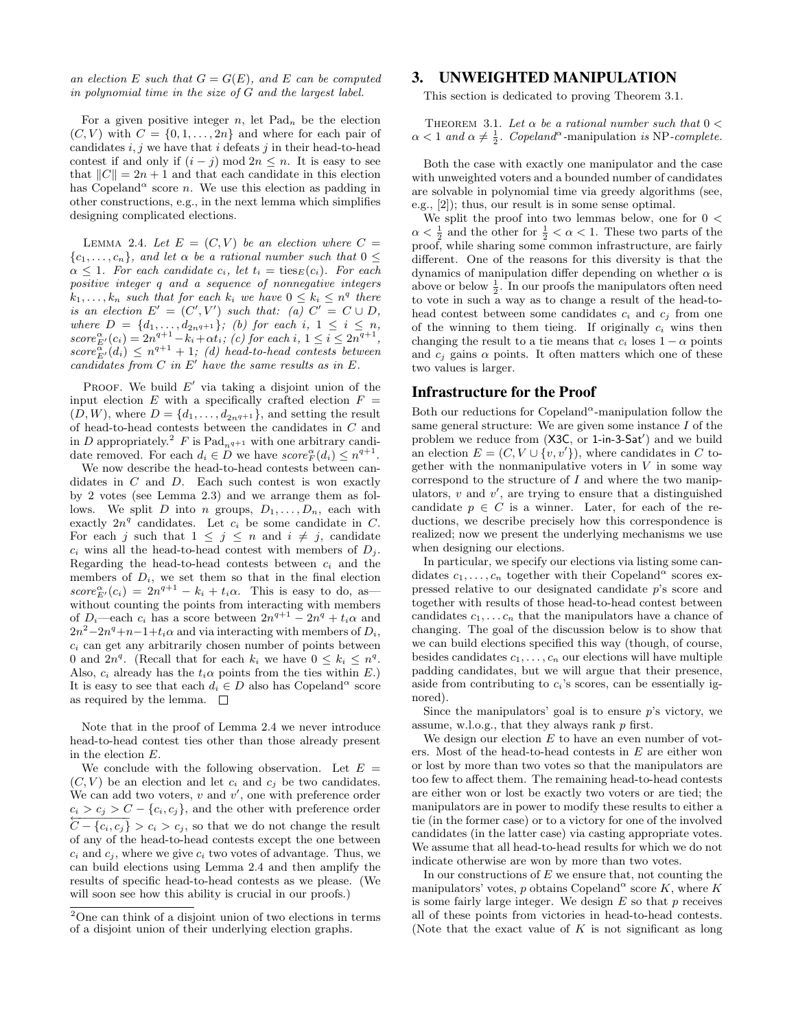*an election $E$ such that $G = G(E)$, and $E$ can be computed in polynomial time in the size of $G$ and the largest label.*

For a given positive integer $n$, let $\text{Pad}_n$ be the election $(C, V)$ with $C = \{0, 1, \ldots, 2n\}$ and where for each pair of candidates $i, j$ we have that $i$ defeats $j$ in their head-to-head contest if and only if $(i - j) \bmod 2n \leq n$. It is easy to see that $\|C\| = 2n + 1$ and that each candidate in this election has Copeland$^\alpha$ score $n$. We use this election as padding in other constructions, e.g., in the next lemma which simplifies designing complicated elections.

LEMMA 2.4. *Let $E = (C, V)$ be an election where $C = \{c_1, \ldots, c_n\}$, and let $\alpha$ be a rational number such that $0 \leq \alpha \leq 1$. For each candidate $c_i$, let $t_i = \text{ties}_E(c_i)$. For each positive integer $q$ and a sequence of nonnegative integers $k_1, \ldots, k_n$ such that for each $k_i$ we have $0 \leq k_i \leq n^q$ there is an election $E' = (C', V')$ such that: (a) $C' = C \cup D$, where $D = \{d_1, \ldots, d_{2n^{q+1}}\}$; (b) for each $i$, $1 \leq i \leq n$, $score^\alpha_{E'}(c_i) = 2n^{q+1} - k_i + \alpha t_i$; (c) for each $i$, $1 \leq i \leq 2n^{q+1}$, $score^\alpha_{E'}(d_i) \leq n^{q+1} + 1$; (d) head-to-head contests between candidates from $C$ in $E'$ have the same results as in $E$.*

PROOF. We build $E'$ via taking a disjoint union of the input election $E$ with a specifically crafted election $F = (D, W)$, where $D = \{d_1, \ldots, d_{2n^{q+1}}\}$, and setting the result of head-to-head contests between the candidates in $C$ and in $D$ appropriately.[2] $F$ is $\text{Pad}_{n^{q+1}}$ with one arbitrary candidate removed. For each $d_i \in D$ we have $score^\alpha_F(d_i) \leq n^{q+1}$.

We now describe the head-to-head contests between candidates in $C$ and $D$. Each such contest is won exactly by 2 votes (see Lemma 2.3) and we arrange them as follows. We split $D$ into $n$ groups, $D_1, \ldots, D_n$, each with exactly $2n^q$ candidates. Let $c_i$ be some candidate in $C$. For each $j$ such that $1 \leq j \leq n$ and $i \neq j$, candidate $c_i$ wins all the head-to-head contest with members of $D_j$. Regarding the head-to-head contests between $c_i$ and the members of $D_i$, we set them so that in the final election $score^\alpha_{E'}(c_i) = 2n^{q+1} - k_i + t_i\alpha$. This is easy to do, as—without counting the points from interacting with members of $D_i$—each $c_i$ has a score between $2n^{q+1} - 2n^q + t_i\alpha$ and $2n^2 - 2n^q + n - 1 + t_i\alpha$ and via interacting with members of $D_i$, $c_i$ can get any arbitrarily chosen number of points between 0 and $2n^q$. (Recall that for each $k_i$ we have $0 \leq k_i \leq n^q$. Also, $c_i$ already has the $t_i\alpha$ points from the ties within $E$.) It is easy to see that each $d_i \in D$ also has Copeland$^\alpha$ score as required by the lemma. $\square$

Note that in the proof of Lemma 2.4 we never introduce head-to-head contest ties other than those already present in the election $E$.

We conclude with the following observation. Let $E = (C, V)$ be an election and let $c_i$ and $c_j$ be two candidates. We can add two voters, $v$ and $v'$, one with preference order $c_i > c_j > C - \{c_i, c_j\}$, and the other with preference order $\overleftarrow{C - \{c_i, c_j\}} > c_i > c_j$, so that we do not change the result of any of the head-to-head contests except the one between $c_i$ and $c_j$, where we give $c_i$ two votes of advantage. Thus, we can build elections using Lemma 2.4 and then amplify the results of specific head-to-head contests as we please. (We will soon see how this ability is crucial in our proofs.)

[2]One can think of a disjoint union of two elections in terms of a disjoint union of their underlying election graphs.

# 3. UNWEIGHTED MANIPULATION

This section is dedicated to proving Theorem 3.1.

THEOREM 3.1. *Let $\alpha$ be a rational number such that $0 < \alpha < 1$ and $\alpha \neq \frac{1}{2}$. Copeland$^\alpha$-manipulation is NP-complete.*

Both the case with exactly one manipulator and the case with unweighted voters and a bounded number of candidates are solvable in polynomial time via greedy algorithms (see, e.g., [2]); thus, our result is in some sense optimal.

We split the proof into two lemmas below, one for $0 < \alpha < \frac{1}{2}$ and the other for $\frac{1}{2} < \alpha < 1$. These two parts of the proof, while sharing some common infrastructure, are fairly different. One of the reasons for this diversity is that the dynamics of manipulation differ depending on whether $\alpha$ is above or below $\frac{1}{2}$. In our proofs the manipulators often need to vote in such a way as to change a result of the head-to-head contest between some candidates $c_i$ and $c_j$ from one of the winning to them tieing. If originally $c_i$ wins then changing the result to a tie means that $c_i$ loses $1 - \alpha$ points and $c_j$ gains $\alpha$ points. It often matters which one of these two values is larger.

## Infrastructure for the Proof

Both our reductions for Copeland$^\alpha$-manipulation follow the same general structure: We are given some instance $I$ of the problem we reduce from (X3C, or 1-in-3-Sat$'$) and we build an election $E = (C, V \cup \{v, v'\})$, where candidates in $C$ together with the nonmanipulative voters in $V$ in some way correspond to the structure of $I$ and where the two manipulators, $v$ and $v'$, are trying to ensure that a distinguished candidate $p \in C$ is a winner. Later, for each of the reductions, we describe precisely how this correspondence is realized; now we present the underlying mechanisms we use when designing our elections.

In particular, we specify our elections via listing some candidates $c_1, \ldots, c_n$ together with their Copeland$^\alpha$ scores expressed relative to our designated candidate $p$'s score and together with results of those head-to-head contest between candidates $c_1, \ldots c_n$ that the manipulators have a chance of changing. The goal of the discussion below is to show that we can build elections specified this way (though, of course, besides candidates $c_1, \ldots, c_n$ our elections will have multiple padding candidates, but we will argue that their presence, aside from contributing to $c_i$'s scores, can be essentially ignored).

Since the manipulators' goal is to ensure $p$'s victory, we assume, w.l.o.g., that they always rank $p$ first.

We design our election $E$ to have an even number of voters. Most of the head-to-head contests in $E$ are either won or lost by more than two votes so that the manipulators are too few to affect them. The remaining head-to-head contests are either won or lost be exactly two voters or are tied; the manipulators are in power to modify these results to either a tie (in the former case) or to a victory for one of the involved candidates (in the latter case) via casting appropriate votes. We assume that all head-to-head results for which we do not indicate otherwise are won by more than two votes.

In our constructions of $E$ we ensure that, not counting the manipulators' votes, $p$ obtains Copeland$^\alpha$ score $K$, where $K$ is some fairly large integer. We design $E$ so that $p$ receives all of these points from victories in head-to-head contests. (Note that the exact value of $K$ is not significant as long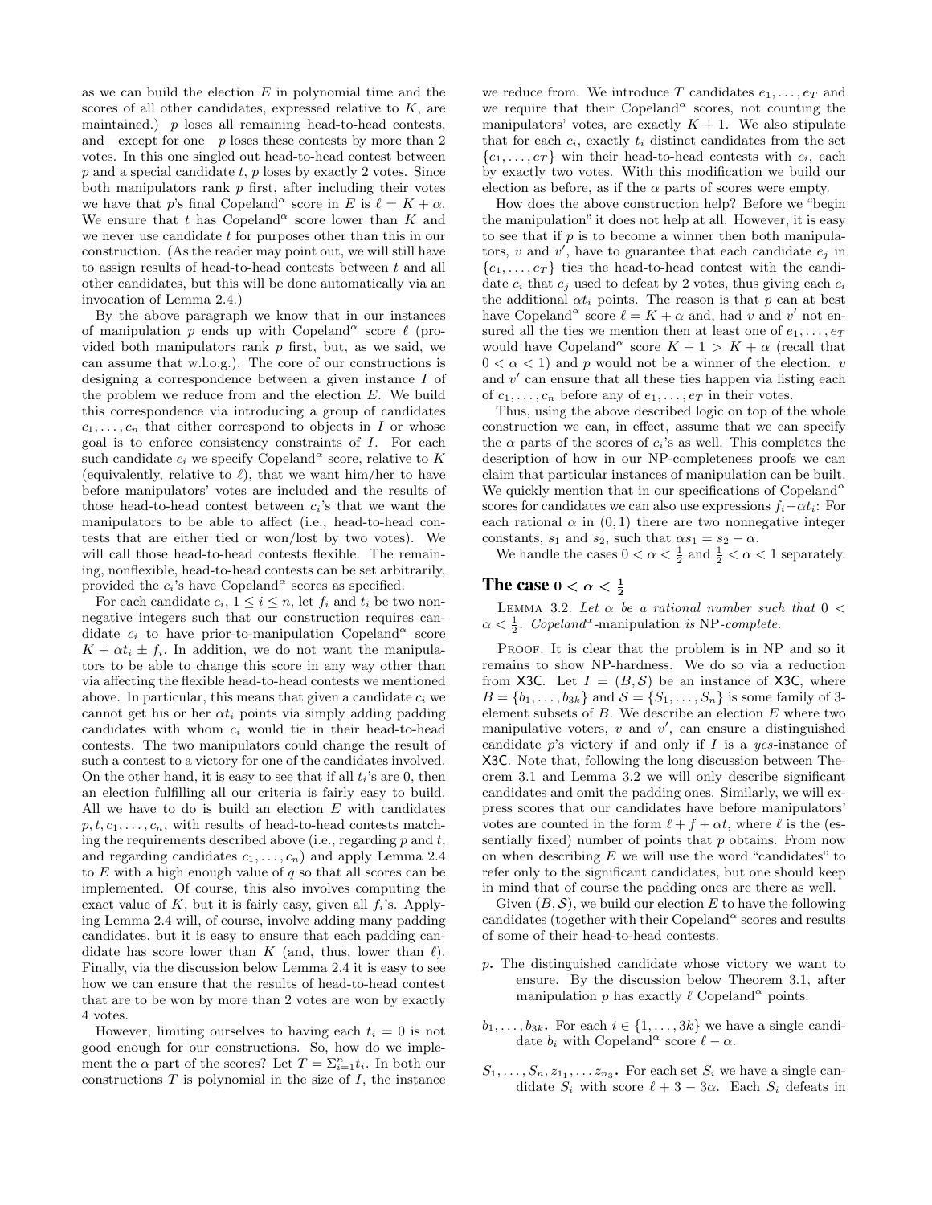as we can build the election $E$ in polynomial time and the scores of all other candidates, expressed relative to $K$, are maintained.) $p$ loses all remaining head-to-head contests, and—except for one—$p$ loses these contests by more than 2 votes. In this one singled out head-to-head contest between $p$ and a special candidate $t$, $p$ loses by exactly 2 votes. Since both manipulators rank $p$ first, after including their votes we have that $p$'s final Copeland$^\alpha$ score in $E$ is $\ell = K + \alpha$. We ensure that $t$ has Copeland$^\alpha$ score lower than $K$ and we never use candidate $t$ for purposes other than this in our construction. (As the reader may point out, we will still have to assign results of head-to-head contests between $t$ and all other candidates, but this will be done automatically via an invocation of Lemma 2.4.)

By the above paragraph we know that in our instances of manipulation $p$ ends up with Copeland$^\alpha$ score $\ell$ (provided both manipulators rank $p$ first, but, as we said, we can assume that w.l.o.g.). The core of our constructions is designing a correspondence between a given instance $I$ of the problem we reduce from and the election $E$. We build this correspondence via introducing a group of candidates $c_1, \ldots, c_n$ that either correspond to objects in $I$ or whose goal is to enforce consistency constraints of $I$. For each such candidate $c_i$ we specify Copeland$^\alpha$ score, relative to $K$ (equivalently, relative to $\ell$), that we want him/her to have before manipulators' votes are included and the results of those head-to-head contest between $c_i$'s that we want the manipulators to be able to affect (i.e., head-to-head contests that are either tied or won/lost by two votes). We will call those head-to-head contests flexible. The remaining, nonflexible, head-to-head contests can be set arbitrarily, provided the $c_i$'s have Copeland$^\alpha$ scores as specified.

For each candidate $c_i$, $1 \leq i \leq n$, let $f_i$ and $t_i$ be two nonnegative integers such that our construction requires candidate $c_i$ to have prior-to-manipulation Copeland$^\alpha$ score $K + \alpha t_i \pm f_i$. In addition, we do not want the manipulators to be able to change this score in any way other than via affecting the flexible head-to-head contests we mentioned above. In particular, this means that given a candidate $c_i$ we cannot get his or her $\alpha t_i$ points via simply adding padding candidates with whom $c_i$ would tie in their head-to-head contests. The two manipulators could change the result of such a contest to a victory for one of the candidates involved. On the other hand, it is easy to see that if all $t_i$'s are 0, then an election fulfilling all our criteria is fairly easy to build. All we have to do is build an election $E$ with candidates $p, t, c_1, \ldots, c_n$, with results of head-to-head contests matching the requirements described above (i.e., regarding $p$ and $t$, and regarding candidates $c_1, \ldots, c_n$) and apply Lemma 2.4 to $E$ with a high enough value of $q$ so that all scores can be implemented. Of course, this also involves computing the exact value of $K$, but it is fairly easy, given all $f_i$'s. Applying Lemma 2.4 will, of course, involve adding many padding candidates, but it is easy to ensure that each padding candidate has score lower than $K$ (and, thus, lower than $\ell$). Finally, via the discussion below Lemma 2.4 it is easy to see how we can ensure that the results of head-to-head contest that are to be won by more than 2 votes are won by exactly 4 votes.

However, limiting ourselves to having each $t_i = 0$ is not good enough for our constructions. So, how do we implement the $\alpha$ part of the scores? Let $T = \Sigma_{i=1}^{n} t_i$. In both our constructions $T$ is polynomial in the size of $I$, the instance we reduce from. We introduce $T$ candidates $e_1, \ldots, e_T$ and we require that their Copeland$^\alpha$ scores, not counting the manipulators' votes, are exactly $K + 1$. We also stipulate that for each $c_i$, exactly $t_i$ distinct candidates from the set $\{e_1, \ldots, e_T\}$ win their head-to-head contests with $c_i$, each by exactly two votes. With this modification we build our election as before, as if the $\alpha$ parts of scores were empty.

How does the above construction help? Before we "begin the manipulation" it does not help at all. However, it is easy to see that if $p$ is to become a winner then both manipulators, $v$ and $v'$, have to guarantee that each candidate $e_j$ in $\{e_1, \ldots, e_T\}$ ties the head-to-head contest with the candidate $c_i$ that $e_j$ used to defeat by 2 votes, thus giving each $c_i$ the additional $\alpha t_i$ points. The reason is that $p$ can at best have Copeland$^\alpha$ score $\ell = K + \alpha$ and, had $v$ and $v'$ not ensured all the ties we mention then at least one of $e_1, \ldots, e_T$ would have Copeland$^\alpha$ score $K + 1 > K + \alpha$ (recall that $0 < \alpha < 1$) and $p$ would not be a winner of the election. $v$ and $v'$ can ensure that all these ties happen via listing each of $c_1, \ldots, c_n$ before any of $e_1, \ldots, e_T$ in their votes.

Thus, using the above described logic on top of the whole construction we can, in effect, assume that we can specify the $\alpha$ parts of the scores of $c_i$'s as well. This completes the description of how in our NP-completeness proofs we can claim that particular instances of manipulation can be built. We quickly mention that in our specifications of Copeland$^\alpha$ scores for candidates we can also use expressions $f_i - \alpha t_i$: For each rational $\alpha$ in $(0, 1)$ there are two nonnegative integer constants, $s_1$ and $s_2$, such that $\alpha s_1 = s_2 - \alpha$.

We handle the cases $0 < \alpha < \frac{1}{2}$ and $\frac{1}{2} < \alpha < 1$ separately.

## The case $0 < \alpha < \frac{1}{2}$

Lemma 3.2. *Let $\alpha$ be a rational number such that $0 < \alpha < \frac{1}{2}$. Copeland$^\alpha$-manipulation is* NP*-complete.*

Proof. It is clear that the problem is in NP and so it remains to show NP-hardness. We do so via a reduction from X3C. Let $I = (B, \mathcal{S})$ be an instance of X3C, where $B = \{b_1, \ldots, b_{3k}\}$ and $\mathcal{S} = \{S_1, \ldots, S_n\}$ is some family of 3-element subsets of $B$. We describe an election $E$ where two manipulative voters, $v$ and $v'$, can ensure a distinguished candidate $p$'s victory if and only if $I$ is a *yes*-instance of X3C. Note that, following the long discussion between Theorem 3.1 and Lemma 3.2 we will only describe significant candidates and omit the padding ones. Similarly, we will express scores that our candidates have before manipulators' votes are counted in the form $\ell + f + \alpha t$, where $\ell$ is the (essentially fixed) number of points that $p$ obtains. From now on when describing $E$ we will use the word "candidates" to refer only to the significant candidates, but one should keep in mind that of course the padding ones are there as well.

Given $(B, \mathcal{S})$, we build our election $E$ to have the following candidates (together with their Copeland$^\alpha$ scores and results of some of their head-to-head contests.

**$p$.** The distinguished candidate whose victory we want to ensure. By the discussion below Theorem 3.1, after manipulation $p$ has exactly $\ell$ Copeland$^\alpha$ points.

**$b_1, \ldots, b_{3k}$.** For each $i \in \{1, \ldots, 3k\}$ we have a single candidate $b_i$ with Copeland$^\alpha$ score $\ell - \alpha$.

**$S_1, \ldots, S_n, z_{1_1}, \ldots z_{n_3}$.** For each set $S_i$ we have a single candidate $S_i$ with score $\ell + 3 - 3\alpha$. Each $S_i$ defeats in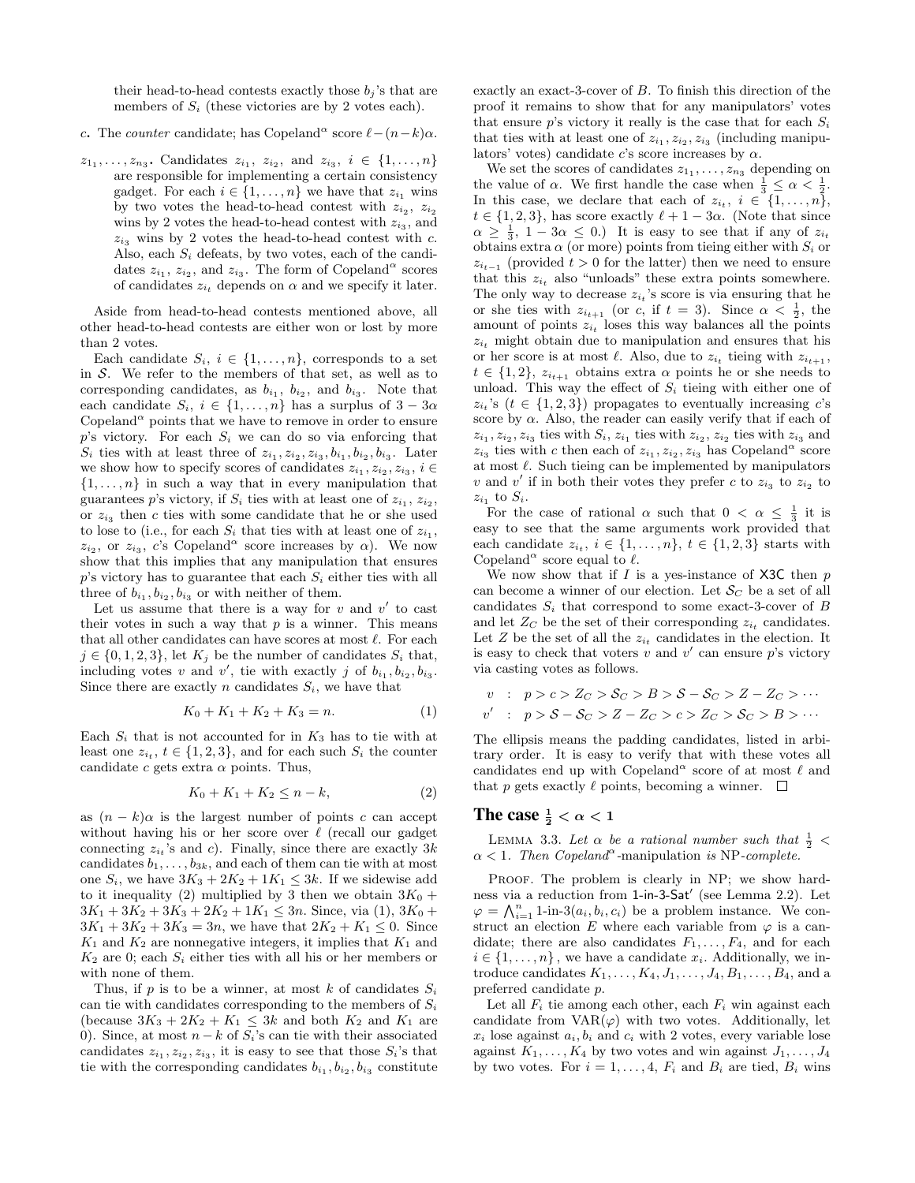their head-to-head contests exactly those $b_j$'s that are members of $S_i$ (these victories are by 2 votes each).

**$c$.** The *counter* candidate; has Copeland$^\alpha$ score $\ell-(n-k)\alpha$.

**$z_{1_1},\dots,z_{n_3}$.** Candidates $z_{i_1}$, $z_{i_2}$, and $z_{i_3}$, $i\in\{1,\dots,n\}$ are responsible for implementing a certain consistency gadget. For each $i\in\{1,\dots,n\}$ we have that $z_{i_1}$ wins by two votes the head-to-head contest with $z_{i_2}$, $z_{i_2}$ wins by 2 votes the head-to-head contest with $z_{i_3}$, and $z_{i_3}$ wins by 2 votes the head-to-head contest with $c$. Also, each $S_i$ defeats, by two votes, each of the candidates $z_{i_1}$, $z_{i_2}$, and $z_{i_3}$. The form of Copeland$^\alpha$ scores of candidates $z_{i_t}$ depends on $\alpha$ and we specify it later.

Aside from head-to-head contests mentioned above, all other head-to-head contests are either won or lost by more than 2 votes.

Each candidate $S_i$, $i\in\{1,\dots,n\}$, corresponds to a set in $\mathcal{S}$. We refer to the members of that set, as well as to corresponding candidates, as $b_{i_1}$, $b_{i_2}$, and $b_{i_3}$. Note that each candidate $S_i$, $i\in\{1,\dots,n\}$ has a surplus of $3-3\alpha$ Copeland$^\alpha$ points that we have to remove in order to ensure $p$'s victory. For each $S_i$ we can do so via enforcing that $S_i$ ties with at least three of $z_{i_1},z_{i_2},z_{i_3},b_{i_1},b_{i_2},b_{i_3}$. Later we show how to specify scores of candidates $z_{i_1},z_{i_2},z_{i_3}$, $i\in\{1,\dots,n\}$ in such a way that in every manipulation that guarantees $p$'s victory, if $S_i$ ties with at least one of $z_{i_1}$, $z_{i_2}$, or $z_{i_3}$ then $c$ ties with some candidate that he or she used to lose to (i.e., for each $S_i$ that ties with at least one of $z_{i_1}$, $z_{i_2}$, or $z_{i_3}$, $c$'s Copeland$^\alpha$ score increases by $\alpha$). We now show that this implies that any manipulation that ensures $p$'s victory has to guarantee that each $S_i$ either ties with all three of $b_{i_1},b_{i_2},b_{i_3}$ or with neither of them.

Let us assume that there is a way for $v$ and $v'$ to cast their votes in such a way that $p$ is a winner. This means that all other candidates can have scores at most $\ell$. For each $j\in\{0,1,2,3\}$, let $K_j$ be the number of candidates $S_i$ that, including votes $v$ and $v'$, tie with exactly $j$ of $b_{i_1},b_{i_2},b_{i_3}$. Since there are exactly $n$ candidates $S_i$, we have that

$$K_0+K_1+K_2+K_3=n. \tag{1}$$

Each $S_i$ that is not accounted for in $K_3$ has to tie with at least one $z_{i_t}$, $t\in\{1,2,3\}$, and for each such $S_i$ the counter candidate $c$ gets extra $\alpha$ points. Thus,

$$K_0+K_1+K_2\le n-k, \tag{2}$$

as $(n-k)\alpha$ is the largest number of points $c$ can accept without having his or her score over $\ell$ (recall our gadget connecting $z_{i_t}$'s and $c$). Finally, since there are exactly $3k$ candidates $b_1,\dots,b_{3k}$, and each of them can tie with at most one $S_i$, we have $3K_3+2K_2+1K_1\le 3k$. If we sidewise add to it inequality (2) multiplied by 3 then we obtain $3K_0+3K_1+3K_2+3K_3+2K_2+1K_1\le 3n$. Since, via (1), $3K_0+3K_1+3K_2+3K_3=3n$, we have that $2K_2+K_1\le 0$. Since $K_1$ and $K_2$ are nonnegative integers, it implies that $K_1$ and $K_2$ are 0; each $S_i$ either ties with all his or her members or with none of them.

Thus, if $p$ is to be a winner, at most $k$ of candidates $S_i$ can tie with candidates corresponding to the members of $S_i$ (because $3K_3+2K_2+K_1\le 3k$ and both $K_2$ and $K_1$ are 0). Since, at most $n-k$ of $S_i$'s can tie with their associated candidates $z_{i_1},z_{i_2},z_{i_3}$, it is easy to see that those $S_i$'s that tie with the corresponding candidates $b_{i_1},b_{i_2},b_{i_3}$ constitute exactly an exact-3-cover of $B$. To finish this direction of the proof it remains to show that for any manipulators' votes that ensure $p$'s victory it really is the case that for each $S_i$ that ties with at least one of $z_{i_1},z_{i_2},z_{i_3}$ (including manipulators' votes) candidate $c$'s score increases by $\alpha$.

We set the scores of candidates $z_{1_1},\dots,z_{n_3}$ depending on the value of $\alpha$. We first handle the case when $\frac{1}{3}\le\alpha<\frac{1}{2}$. In this case, we declare that each of $z_{i_t}$, $i\in\{1,\dots,n\}$, $t\in\{1,2,3\}$, has score exactly $\ell+1-3\alpha$. (Note that since $\alpha\ge\frac{1}{3}$, $1-3\alpha\le 0$.) It is easy to see that if any of $z_{i_t}$ obtains extra $\alpha$ (or more) points from tieing either with $S_i$ or $z_{i_{t-1}}$ (provided $t>0$ for the latter) then we need to ensure that this $z_{i_t}$ also "unloads" these extra points somewhere. The only way to decrease $z_{i_t}$'s score is via ensuring that he or she ties with $z_{i_{t+1}}$ (or $c$, if $t=3$). Since $\alpha<\frac{1}{2}$, the amount of points $z_{i_t}$ loses this way balances all the points $z_{i_t}$ might obtain due to manipulation and ensures that his or her score is at most $\ell$. Also, due to $z_{i_t}$ tieing with $z_{i_{t+1}}$, $t\in\{1,2\}$, $z_{i_{t+1}}$ obtains extra $\alpha$ points he or she needs to unload. This way the effect of $S_i$ tieing with either one of $z_{i_t}$'s ($t\in\{1,2,3\}$) propagates to eventually increasing $c$'s score by $\alpha$. Also, the reader can easily verify that if each of $z_{i_1},z_{i_2},z_{i_3}$ ties with $S_i$, $z_{i_1}$ ties with $z_{i_2}$, $z_{i_2}$ ties with $z_{i_3}$ and $z_{i_3}$ ties with $c$ then each of $z_{i_1},z_{i_2},z_{i_3}$ has Copeland$^\alpha$ score at most $\ell$. Such tieing can be implemented by manipulators $v$ and $v'$ if in both their votes they prefer $c$ to $z_{i_3}$ to $z_{i_2}$ to $z_{i_1}$ to $S_i$.

For the case of rational $\alpha$ such that $0<\alpha\le\frac{1}{3}$ it is easy to see that the same arguments work provided that each candidate $z_{i_t}$, $i\in\{1,\dots,n\}$, $t\in\{1,2,3\}$ starts with Copeland$^\alpha$ score equal to $\ell$.

We now show that if $I$ is a yes-instance of X3C then $p$ can become a winner of our election. Let $\mathcal{S}_C$ be a set of all candidates $S_i$ that correspond to some exact-3-cover of $B$ and let $Z_C$ be the set of their corresponding $z_{i_t}$ candidates. Let $Z$ be the set of all the $z_{i_t}$ candidates in the election. It is easy to check that voters $v$ and $v'$ can ensure $p$'s victory via casting votes as follows.

$$\begin{aligned} v &: \; p>c>Z_C>\mathcal{S}_C>B>\mathcal{S}-\mathcal{S}_C>Z-Z_C>\cdots \\ v' &: \; p>\mathcal{S}-\mathcal{S}_C>Z-Z_C>c>Z_C>\mathcal{S}_C>B>\cdots \end{aligned}$$

The ellipsis means the padding candidates, listed in arbitrary order. It is easy to verify that with these votes all candidates end up with Copeland$^\alpha$ score of at most $\ell$ and that $p$ gets exactly $\ell$ points, becoming a winner. □

## The case $\frac{1}{2}<\alpha<1$

LEMMA 3.3. *Let $\alpha$ be a rational number such that $\frac{1}{2}<\alpha<1$. Then Copeland$^\alpha$-manipulation is NP-complete.*

PROOF. The problem is clearly in NP; we show hardness via a reduction from 1-in-3-Sat$'$ (see Lemma 2.2). Let $\varphi=\bigwedge_{i=1}^{n}\text{1-in-3}(a_i,b_i,c_i)$ be a problem instance. We construct an election $E$ where each variable from $\varphi$ is a candidate; there are also candidates $F_1,\dots,F_4$, and for each $i\in\{1,\dots,n\}$, we have a candidate $x_i$. Additionally, we introduce candidates $K_1,\dots,K_4,J_1,\dots,J_4,B_1,\dots,B_4$, and a preferred candidate $p$.

Let all $F_i$ tie among each other, each $F_i$ win against each candidate from $\text{VAR}(\varphi)$ with two votes. Additionally, let $x_i$ lose against $a_i,b_i$ and $c_i$ with 2 votes, every variable lose against $K_1,\dots,K_4$ by two votes and win against $J_1,\dots,J_4$ by two votes. For $i=1,\dots,4$, $F_i$ and $B_i$ are tied, $B_i$ wins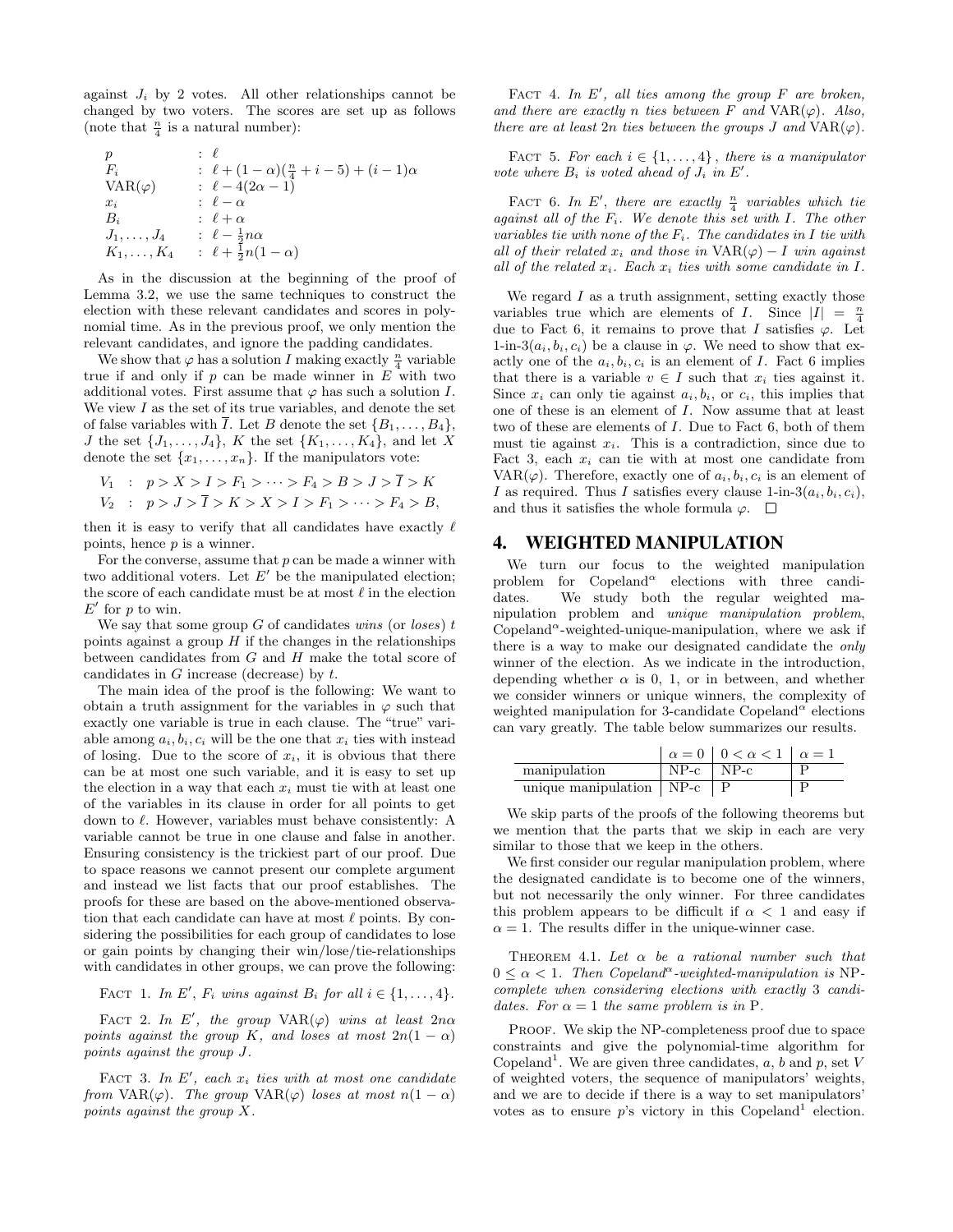against $J_i$ by 2 votes. All other relationships cannot be changed by two voters. The scores are set up as follows (note that $\frac{n}{4}$ is a natural number):

$$
\begin{array}{ll}
p & : \ \ell \\
F_i & : \ \ell + (1-\alpha)(\frac{n}{4} + i - 5) + (i-1)\alpha \\
\mathrm{VAR}(\varphi) & : \ \ell - 4(2\alpha - 1) \\
x_i & : \ \ell - \alpha \\
B_i & : \ \ell + \alpha \\
J_1, \ldots, J_4 & : \ \ell - \frac{1}{2}n\alpha \\
K_1, \ldots, K_4 & : \ \ell + \frac{1}{2}n(1-\alpha)
\end{array}
$$

As in the discussion at the beginning of the proof of Lemma 3.2, we use the same techniques to construct the election with these relevant candidates and scores in polynomial time. As in the previous proof, we only mention the relevant candidates, and ignore the padding candidates.

We show that $\varphi$ has a solution $I$ making exactly $\frac{n}{4}$ variable true if and only if $p$ can be made winner in $E$ with two additional votes. First assume that $\varphi$ has such a solution $I$. We view $I$ as the set of its true variables, and denote the set of false variables with $\overline{I}$. Let $B$ denote the set $\{B_1, \ldots, B_4\}$, $J$ the set $\{J_1, \ldots, J_4\}$, $K$ the set $\{K_1, \ldots, K_4\}$, and let $X$ denote the set $\{x_1, \ldots, x_n\}$. If the manipulators vote:

$$
\begin{array}{lll}
V_1 & : & p > X > I > F_1 > \cdots > F_4 > B > J > \overline{I} > K \\
V_2 & : & p > J > \overline{I} > K > X > I > F_1 > \cdots > F_4 > B,
\end{array}
$$

then it is easy to verify that all candidates have exactly $\ell$ points, hence $p$ is a winner.

For the converse, assume that $p$ can be made a winner with two additional voters. Let $E'$ be the manipulated election; the score of each candidate must be at most $\ell$ in the election $E'$ for $p$ to win.

We say that some group $G$ of candidates *wins* (or *loses*) $t$ points against a group $H$ if the changes in the relationships between candidates from $G$ and $H$ make the total score of candidates in $G$ increase (decrease) by $t$.

The main idea of the proof is the following: We want to obtain a truth assignment for the variables in $\varphi$ such that exactly one variable is true in each clause. The "true" variable among $a_i, b_i, c_i$ will be the one that $x_i$ ties with instead of losing. Due to the score of $x_i$, it is obvious that there can be at most one such variable, and it is easy to set up the election in a way that each $x_i$ must tie with at least one of the variables in its clause in order for all points to get down to $\ell$. However, variables must behave consistently: A variable cannot be true in one clause and false in another. Ensuring consistency is the trickiest part of our proof. Due to space reasons we cannot present our complete argument and instead we list facts that our proof establishes. The proofs for these are based on the above-mentioned observation that each candidate can have at most $\ell$ points. By considering the possibilities for each group of candidates to lose or gain points by changing their win/lose/tie-relationships with candidates in other groups, we can prove the following:

Fact 1. *In $E'$, $F_i$ wins against $B_i$ for all $i \in \{1, \ldots, 4\}$.*

Fact 2. *In $E'$, the group $\mathrm{VAR}(\varphi)$ wins at least $2n\alpha$ points against the group $K$, and loses at most $2n(1-\alpha)$ points against the group $J$.*

Fact 3. *In $E'$, each $x_i$ ties with at most one candidate from $\mathrm{VAR}(\varphi)$. The group $\mathrm{VAR}(\varphi)$ loses at most $n(1-\alpha)$ points against the group $X$.*

Fact 4. *In $E'$, all ties among the group $F$ are broken, and there are exactly $n$ ties between $F$ and $\mathrm{VAR}(\varphi)$. Also, there are at least $2n$ ties between the groups $J$ and $\mathrm{VAR}(\varphi)$.*

Fact 5. *For each $i \in \{1, \ldots, 4\}$, there is a manipulator vote where $B_i$ is voted ahead of $J_i$ in $E'$.*

Fact 6. *In $E'$, there are exactly $\frac{n}{4}$ variables which tie against all of the $F_i$. We denote this set with $I$. The other variables tie with none of the $F_i$. The candidates in $I$ tie with all of their related $x_i$ and those in $\mathrm{VAR}(\varphi) - I$ win against all of the related $x_i$. Each $x_i$ ties with some candidate in $I$.*

We regard $I$ as a truth assignment, setting exactly those variables true which are elements of $I$. Since $|I| = \frac{n}{4}$ due to Fact 6, it remains to prove that $I$ satisfies $\varphi$. Let 1-in-3$(a_i, b_i, c_i)$ be a clause in $\varphi$. We need to show that exactly one of the $a_i, b_i, c_i$ is an element of $I$. Fact 6 implies that there is a variable $v \in I$ such that $x_i$ ties against it. Since $x_i$ can only tie against $a_i, b_i$, or $c_i$, this implies that one of these is an element of $I$. Now assume that at least two of these are elements of $I$. Due to Fact 6, both of them must tie against $x_i$. This is a contradiction, since due to Fact 3, each $x_i$ can tie with at most one candidate from $\mathrm{VAR}(\varphi)$. Therefore, exactly one of $a_i, b_i, c_i$ is an element of $I$ as required. Thus $I$ satisfies every clause 1-in-3$(a_i, b_i, c_i)$, and thus it satisfies the whole formula $\varphi$. $\square$

# 4. WEIGHTED MANIPULATION

We turn our focus to the weighted manipulation problem for Copeland$^\alpha$ elections with three candidates. We study both the regular weighted manipulation problem and *unique manipulation problem*, Copeland$^\alpha$-weighted-unique-manipulation, where we ask if there is a way to make our designated candidate the *only* winner of the election. As we indicate in the introduction, depending whether $\alpha$ is 0, 1, or in between, and whether we consider winners or unique winners, the complexity of weighted manipulation for 3-candidate Copeland$^\alpha$ elections can vary greatly. The table below summarizes our results.

| | $\alpha = 0$ | $0 < \alpha < 1$ | $\alpha = 1$ |
|---|---|---|---|
| manipulation | NP-c | NP-c | P |
| unique manipulation | NP-c | P | P |

We skip parts of the proofs of the following theorems but we mention that the parts that we skip in each are very similar to those that we keep in the others.

We first consider our regular manipulation problem, where the designated candidate is to become one of the winners, but not necessarily the only winner. For three candidates this problem appears to be difficult if $\alpha < 1$ and easy if $\alpha = 1$. The results differ in the unique-winner case.

Theorem 4.1. *Let $\alpha$ be a rational number such that $0 \leq \alpha < 1$. Then Copeland$^\alpha$-weighted-manipulation is NP-complete when considering elections with exactly 3 candidates. For $\alpha = 1$ the same problem is in P.*

Proof. We skip the NP-completeness proof due to space constraints and give the polynomial-time algorithm for Copeland$^1$. We are given three candidates, $a$, $b$ and $p$, set $V$ of weighted voters, the sequence of manipulators' weights, and we are to decide if there is a way to set manipulators' votes as to ensure $p$'s victory in this Copeland$^1$ election.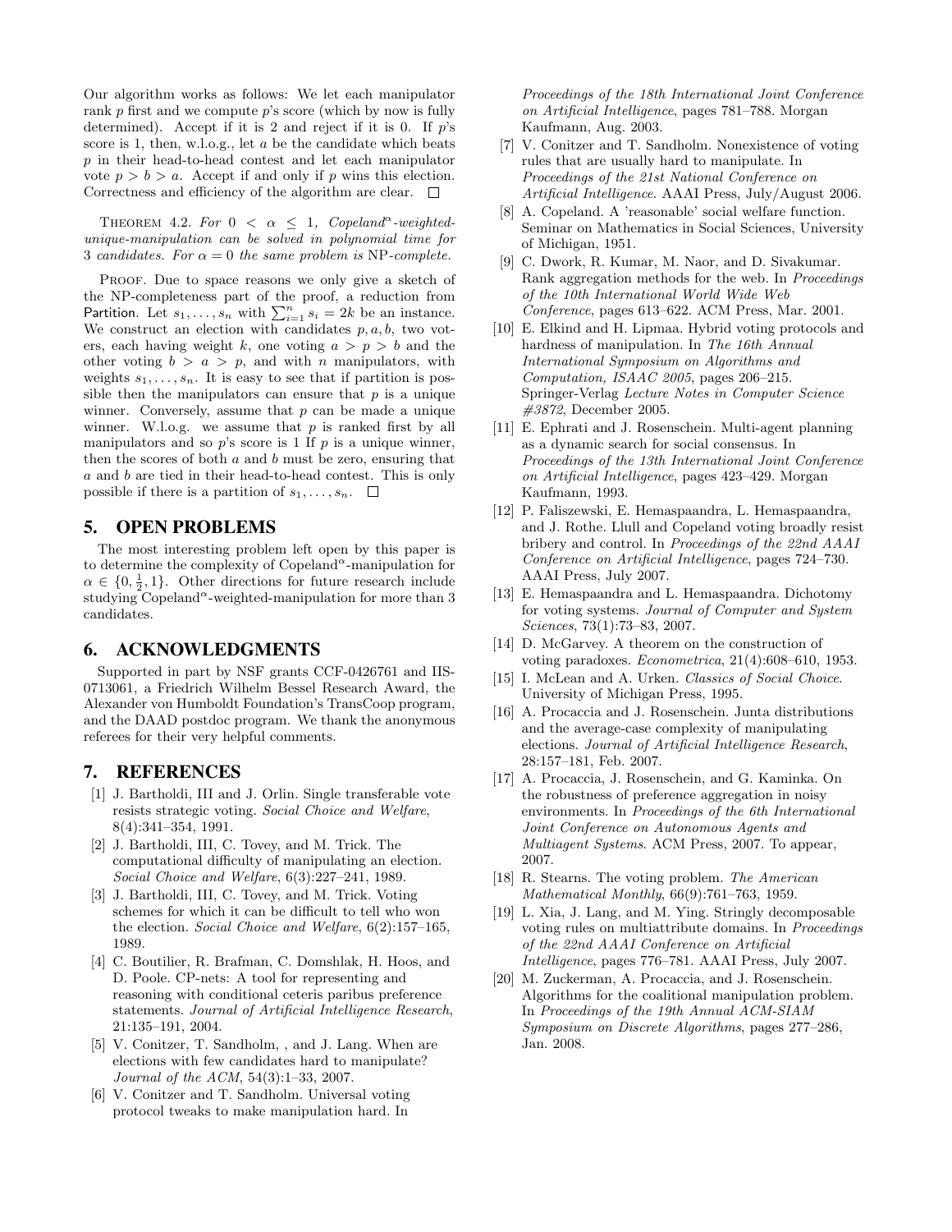Our algorithm works as follows: We let each manipulator rank $p$ first and we compute $p$'s score (which by now is fully determined). Accept if it is 2 and reject if it is 0. If $p$'s score is 1, then, w.l.o.g., let $a$ be the candidate which beats $p$ in their head-to-head contest and let each manipulator vote $p > b > a$. Accept if and only if $p$ wins this election. Correctness and efficiency of the algorithm are clear. □

THEOREM 4.2. *For $0 < \alpha \leq 1$, Copeland$^{\alpha}$-weighted-unique-manipulation can be solved in polynomial time for 3 candidates. For $\alpha = 0$ the same problem is* NP*-complete.*

PROOF. Due to space reasons we only give a sketch of the NP-completeness part of the proof, a reduction from Partition. Let $s_1, \ldots, s_n$ with $\sum_{i=1}^{n} s_i = 2k$ be an instance. We construct an election with candidates $p, a, b$, two voters, each having weight $k$, one voting $a > p > b$ and the other voting $b > a > p$, and with $n$ manipulators, with weights $s_1, \ldots, s_n$. It is easy to see that if partition is possible then the manipulators can ensure that $p$ is a unique winner. Conversely, assume that $p$ can be made a unique winner. W.l.o.g. we assume that $p$ is ranked first by all manipulators and so $p$'s score is 1 If $p$ is a unique winner, then the scores of both $a$ and $b$ must be zero, ensuring that $a$ and $b$ are tied in their head-to-head contest. This is only possible if there is a partition of $s_1, \ldots, s_n$. □

## 5. OPEN PROBLEMS

The most interesting problem left open by this paper is to determine the complexity of Copeland$^{\alpha}$-manipulation for $\alpha \in \{0, \frac{1}{2}, 1\}$. Other directions for future research include studying Copeland$^{\alpha}$-weighted-manipulation for more than 3 candidates.

## 6. ACKNOWLEDGMENTS

Supported in part by NSF grants CCF-0426761 and IIS-0713061, a Friedrich Wilhelm Bessel Research Award, the Alexander von Humboldt Foundation's TransCoop program, and the DAAD postdoc program. We thank the anonymous referees for their very helpful comments.

## 7. REFERENCES

[1] J. Bartholdi, III and J. Orlin. Single transferable vote resists strategic voting. *Social Choice and Welfare*, 8(4):341–354, 1991.

[2] J. Bartholdi, III, C. Tovey, and M. Trick. The computational difficulty of manipulating an election. *Social Choice and Welfare*, 6(3):227–241, 1989.

[3] J. Bartholdi, III, C. Tovey, and M. Trick. Voting schemes for which it can be difficult to tell who won the election. *Social Choice and Welfare*, 6(2):157–165, 1989.

[4] C. Boutilier, R. Brafman, C. Domshlak, H. Hoos, and D. Poole. CP-nets: A tool for representing and reasoning with conditional ceteris paribus preference statements. *Journal of Artificial Intelligence Research*, 21:135–191, 2004.

[5] V. Conitzer, T. Sandholm, , and J. Lang. When are elections with few candidates hard to manipulate? *Journal of the ACM*, 54(3):1–33, 2007.

[6] V. Conitzer and T. Sandholm. Universal voting protocol tweaks to make manipulation hard. In *Proceedings of the 18th International Joint Conference on Artificial Intelligence*, pages 781–788. Morgan Kaufmann, Aug. 2003.

[7] V. Conitzer and T. Sandholm. Nonexistence of voting rules that are usually hard to manipulate. In *Proceedings of the 21st National Conference on Artificial Intelligence*. AAAI Press, July/August 2006.

[8] A. Copeland. A 'reasonable' social welfare function. Seminar on Mathematics in Social Sciences, University of Michigan, 1951.

[9] C. Dwork, R. Kumar, M. Naor, and D. Sivakumar. Rank aggregation methods for the web. In *Proceedings of the 10th International World Wide Web Conference*, pages 613–622. ACM Press, Mar. 2001.

[10] E. Elkind and H. Lipmaa. Hybrid voting protocols and hardness of manipulation. In *The 16th Annual International Symposium on Algorithms and Computation, ISAAC 2005*, pages 206–215. Springer-Verlag *Lecture Notes in Computer Science #3872*, December 2005.

[11] E. Ephrati and J. Rosenschein. Multi-agent planning as a dynamic search for social consensus. In *Proceedings of the 13th International Joint Conference on Artificial Intelligence*, pages 423–429. Morgan Kaufmann, 1993.

[12] P. Faliszewski, E. Hemaspaandra, L. Hemaspaandra, and J. Rothe. Llull and Copeland voting broadly resist bribery and control. In *Proceedings of the 22nd AAAI Conference on Artificial Intelligence*, pages 724–730. AAAI Press, July 2007.

[13] E. Hemaspaandra and L. Hemaspaandra. Dichotomy for voting systems. *Journal of Computer and System Sciences*, 73(1):73–83, 2007.

[14] D. McGarvey. A theorem on the construction of voting paradoxes. *Econometrica*, 21(4):608–610, 1953.

[15] I. McLean and A. Urken. *Classics of Social Choice*. University of Michigan Press, 1995.

[16] A. Procaccia and J. Rosenschein. Junta distributions and the average-case complexity of manipulating elections. *Journal of Artificial Intelligence Research*, 28:157–181, Feb. 2007.

[17] A. Procaccia, J. Rosenschein, and G. Kaminka. On the robustness of preference aggregation in noisy environments. In *Proceedings of the 6th International Joint Conference on Autonomous Agents and Multiagent Systems*. ACM Press, 2007. To appear, 2007.

[18] R. Stearns. The voting problem. *The American Mathematical Monthly*, 66(9):761–763, 1959.

[19] L. Xia, J. Lang, and M. Ying. Stringly decomposable voting rules on multiattribute domains. In *Proceedings of the 22nd AAAI Conference on Artificial Intelligence*, pages 776–781. AAAI Press, July 2007.

[20] M. Zuckerman, A. Procaccia, and J. Rosenschein. Algorithms for the coalitional manipulation problem. In *Proceedings of the 19th Annual ACM-SIAM Symposium on Discrete Algorithms*, pages 277–286, Jan. 2008.